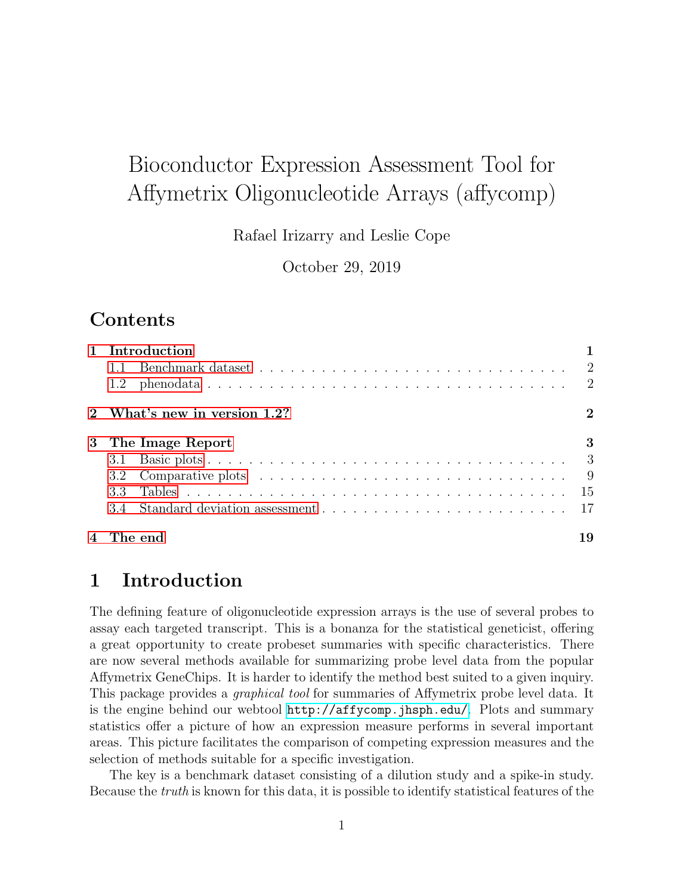# Bioconductor Expression Assessment Tool for Affymetrix Oligonucleotide Arrays (affycomp)

Rafael Irizarry and Leslie Cope

October 29, 2019

## Contents

- **1 Introduction** — **1**
  - 1.1 Benchmark dataset — 2
  - 1.2 phenodata — 2
- **2 What's new in version 1.2?** — **2**
- **3 The Image Report** — **3**
  - 3.1 Basic plots — 3
  - 3.2 Comparative plots — 9
  - 3.3 Tables — 15
  - 3.4 Standard deviation assessment — 17
- **4 The end** — **19**

## 1 Introduction

The defining feature of oligonucleotide expression arrays is the use of several probes to assay each targeted transcript. This is a bonanza for the statistical geneticist, offering a great opportunity to create probeset summaries with specific characteristics. There are now several methods available for summarizing probe level data from the popular Affymetrix GeneChips. It is harder to identify the method best suited to a given inquiry. This package provides a *graphical tool* for summaries of Affymetrix probe level data. It is the engine behind our webtool `http://affycomp.jhsph.edu/`. Plots and summary statistics offer a picture of how an expression measure performs in several important areas. This picture facilitates the comparison of competing expression measures and the selection of methods suitable for a specific investigation.

The key is a benchmark dataset consisting of a dilution study and a spike-in study. Because the *truth* is known for this data, it is possible to identify statistical features of the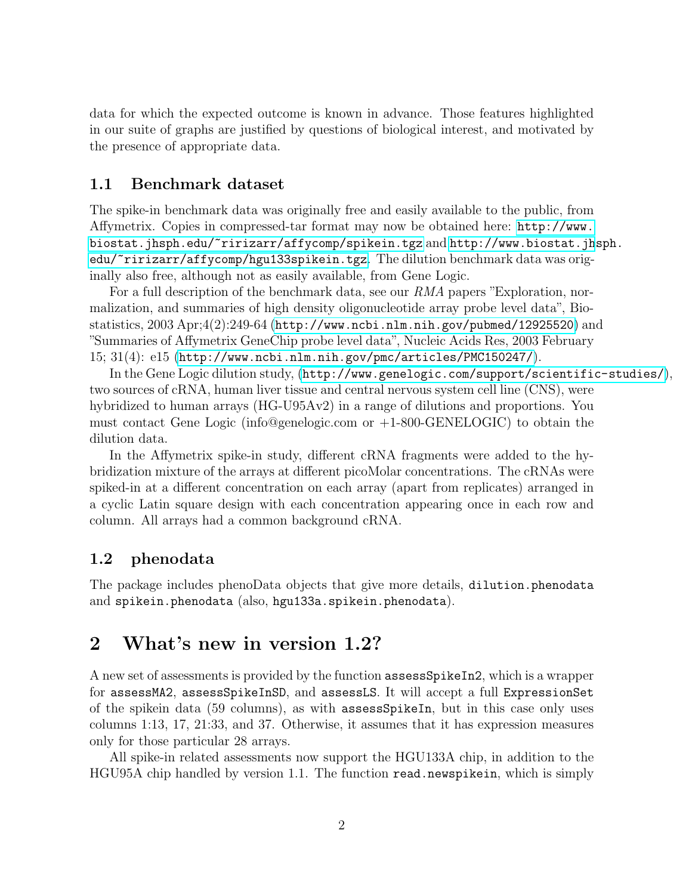data for which the expected outcome is known in advance. Those features highlighted in our suite of graphs are justified by questions of biological interest, and motivated by the presence of appropriate data.

## 1.1 Benchmark dataset

The spike-in benchmark data was originally free and easily available to the public, from Affymetrix. Copies in compressed-tar format may now be obtained here: `http://www.biostat.jhsph.edu/~ririzarr/affycomp/spikein.tgz` and `http://www.biostat.jhsph.edu/~ririzarr/affycomp/hgu133spikein.tgz`. The dilution benchmark data was originally also free, although not as easily available, from Gene Logic.

For a full description of the benchmark data, see our *RMA* papers "Exploration, normalization, and summaries of high density oligonucleotide array probe level data", Biostatistics, 2003 Apr;4(2):249-64 (`http://www.ncbi.nlm.nih.gov/pubmed/12925520`) and "Summaries of Affymetrix GeneChip probe level data", Nucleic Acids Res, 2003 February 15; 31(4): e15 (`http://www.ncbi.nlm.nih.gov/pmc/articles/PMC150247/`).

In the Gene Logic dilution study, (`http://www.genelogic.com/support/scientific-studies/`), two sources of cRNA, human liver tissue and central nervous system cell line (CNS), were hybridized to human arrays (HG-U95Av2) in a range of dilutions and proportions. You must contact Gene Logic (info@genelogic.com or +1-800-GENELOGIC) to obtain the dilution data.

In the Affymetrix spike-in study, different cRNA fragments were added to the hybridization mixture of the arrays at different picoMolar concentrations. The cRNAs were spiked-in at a different concentration on each array (apart from replicates) arranged in a cyclic Latin square design with each concentration appearing once in each row and column. All arrays had a common background cRNA.

## 1.2 phenodata

The package includes phenoData objects that give more details, `dilution.phenodata` and `spikein.phenodata` (also, `hgu133a.spikein.phenodata`).

# 2 What's new in version 1.2?

A new set of assessments is provided by the function `assessSpikeIn2`, which is a wrapper for `assessMA2`, `assessSpikeInSD`, and `assessLS`. It will accept a full `ExpressionSet` of the spikein data (59 columns), as with `assessSpikeIn`, but in this case only uses columns 1:13, 17, 21:33, and 37. Otherwise, it assumes that it has expression measures only for those particular 28 arrays.

All spike-in related assessments now support the HGU133A chip, in addition to the HGU95A chip handled by version 1.1. The function `read.newspikein`, which is simply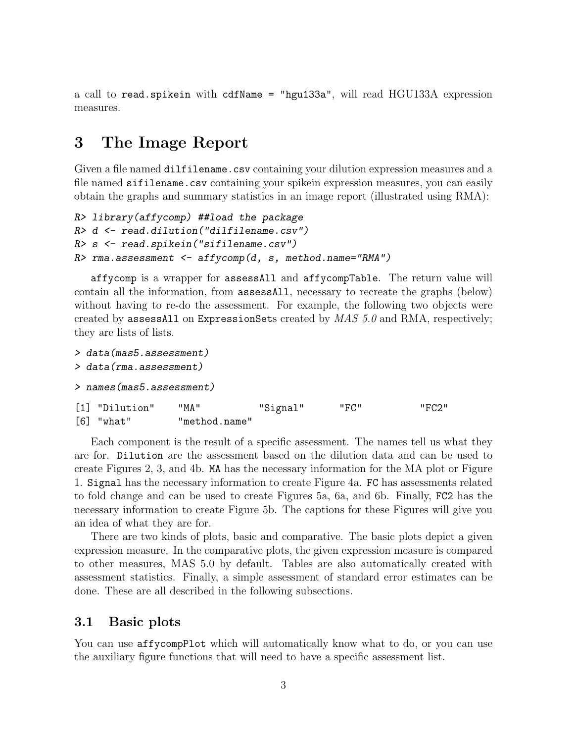a call to `read.spikein` with `cdfName = "hgu133a"`, will read HGU133A expression measures.

# 3 The Image Report

Given a file named `dilfilename.csv` containing your dilution expression measures and a file named `sifilename.csv` containing your spikein expression measures, you can easily obtain the graphs and summary statistics in an image report (illustrated using RMA):

```
R> library(affycomp) ##load the package
R> d <- read.dilution("dilfilename.csv")
R> s <- read.spikein("sifilename.csv")
R> rma.assessment <- affycomp(d, s, method.name="RMA")
```

`affycomp` is a wrapper for `assessAll` and `affycompTable`. The return value will contain all the information, from `assessAll`, necessary to recreate the graphs (below) without having to re-do the assessment. For example, the following two objects were created by `assessAll` on `ExpressionSet`s created by *MAS 5.0* and RMA, respectively; they are lists of lists.

```
> data(mas5.assessment)
> data(rma.assessment)
```

```
> names(mas5.assessment)
```

```
[1] "Dilution"    "MA"          "Signal"      "FC"          "FC2"
[6] "what"        "method.name"
```

Each component is the result of a specific assessment. The names tell us what they are for. `Dilution` are the assessment based on the dilution data and can be used to create Figures 2, 3, and 4b. `MA` has the necessary information for the MA plot or Figure 1. `Signal` has the necessary information to create Figure 4a. `FC` has assessments related to fold change and can be used to create Figures 5a, 6a, and 6b. Finally, `FC2` has the necessary information to create Figure 5b. The captions for these Figures will give you an idea of what they are for.

There are two kinds of plots, basic and comparative. The basic plots depict a given expression measure. In the comparative plots, the given expression measure is compared to other measures, MAS 5.0 by default. Tables are also automatically created with assessment statistics. Finally, a simple assessment of standard error estimates can be done. These are all described in the following subsections.

## 3.1 Basic plots

You can use `affycompPlot` which will automatically know what to do, or you can use the auxiliary figure functions that will need to have a specific assessment list.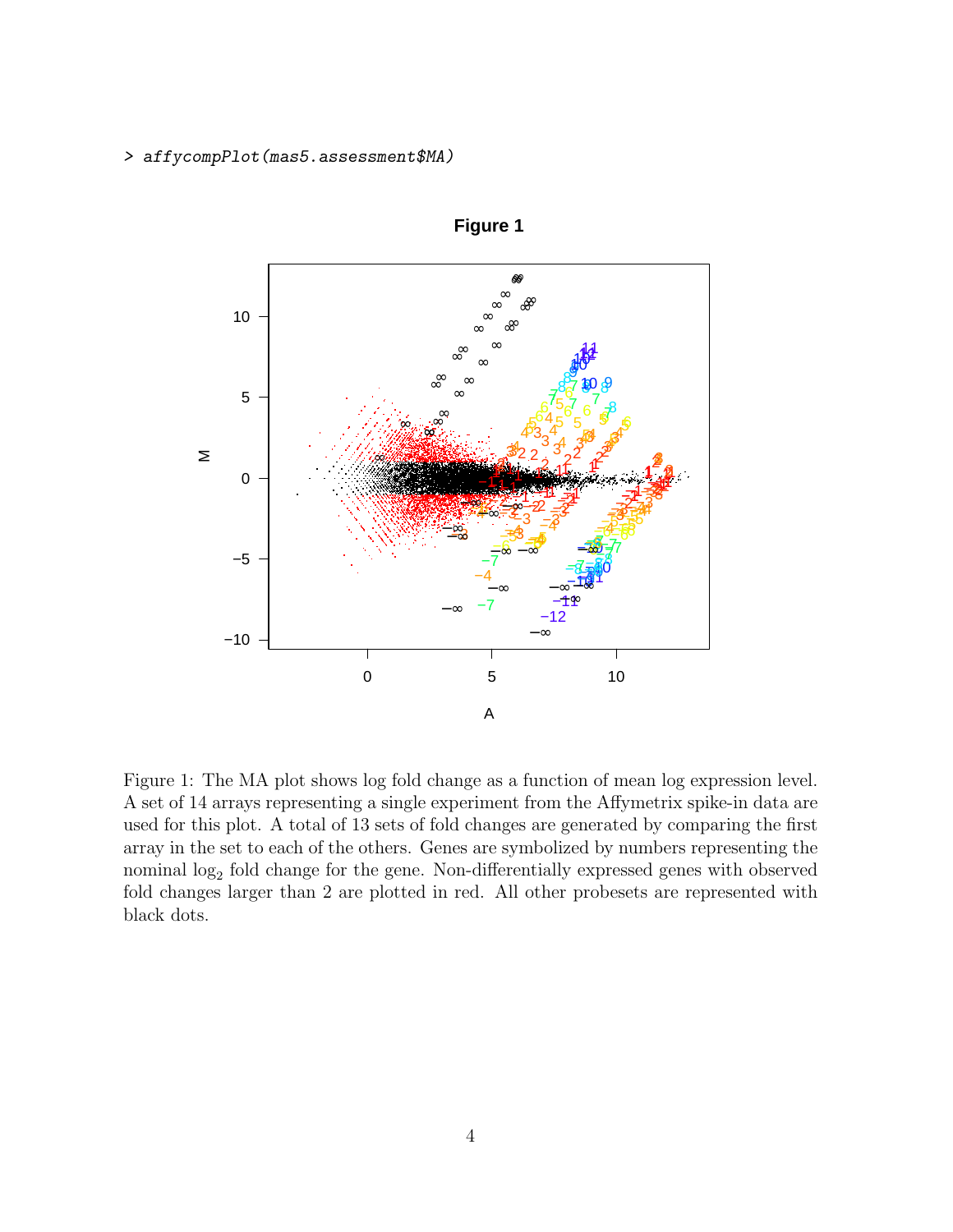```
> affycompPlot(mas5.assessment$MA)
```

Figure 1: The MA plot shows log fold change as a function of mean log expression level. A set of 14 arrays representing a single experiment from the Affymetrix spike-in data are used for this plot. A total of 13 sets of fold changes are generated by comparing the first array in the set to each of the others. Genes are symbolized by numbers representing the nominal $\log_2$ fold change for the gene. Non-differentially expressed genes with observed fold changes larger than 2 are plotted in red. All other probesets are represented with black dots.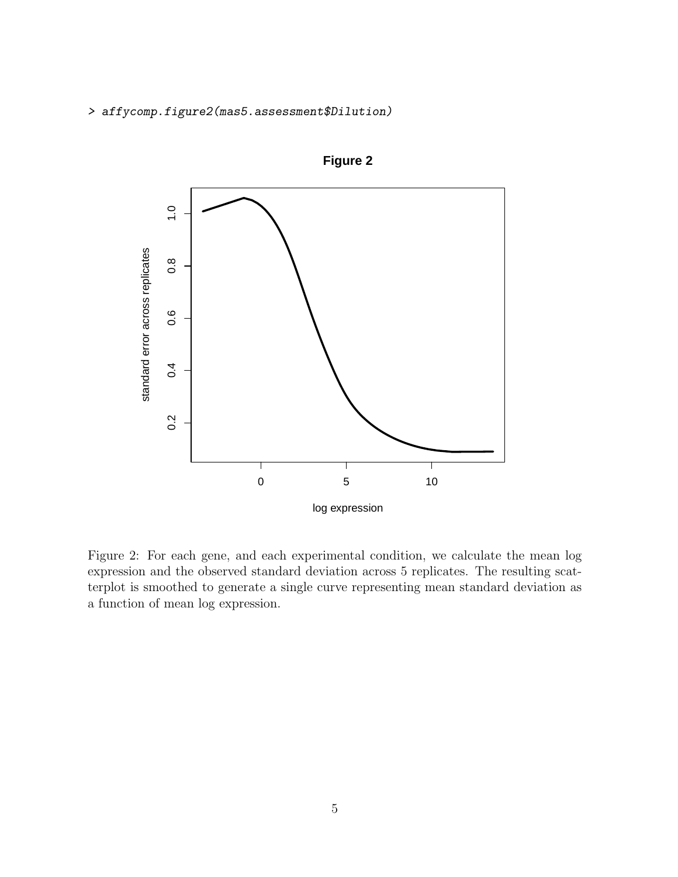```
> affycomp.figure2(mas5.assessment$Dilution)
```

Figure 2: For each gene, and each experimental condition, we calculate the mean log expression and the observed standard deviation across 5 replicates. The resulting scatterplot is smoothed to generate a single curve representing mean standard deviation as a function of mean log expression.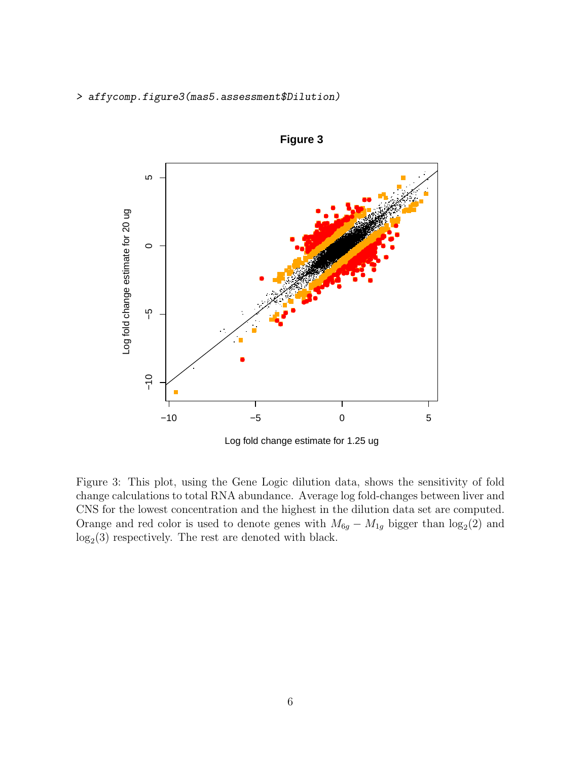```
> affycomp.figure3(mas5.assessment$Dilution)
```

Figure 3: This plot, using the Gene Logic dilution data, shows the sensitivity of fold change calculations to total RNA abundance. Average log fold-changes between liver and CNS for the lowest concentration and the highest in the dilution data set are computed. Orange and red color is used to denote genes with $M_{6g} - M_{1g}$ bigger than $\log_2(2)$ and $\log_2(3)$ respectively. The rest are denoted with black.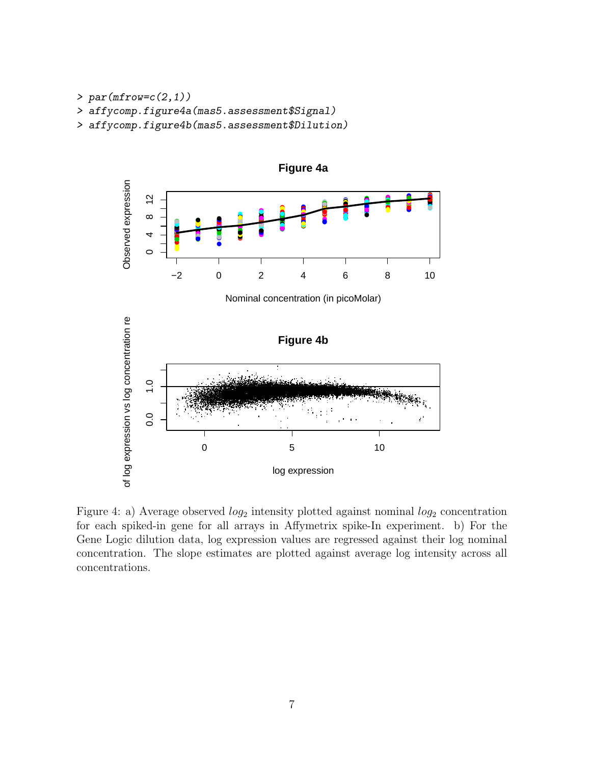```
> par(mfrow=c(2,1))
> affycomp.figure4a(mas5.assessment$Signal)
> affycomp.figure4b(mas5.assessment$Dilution)
```

Figure 4: a) Average observed $log_2$ intensity plotted against nominal $log_2$ concentration for each spiked-in gene for all arrays in Affymetrix spike-In experiment. b) For the Gene Logic dilution data, log expression values are regressed against their log nominal concentration. The slope estimates are plotted against average log intensity across all concentrations.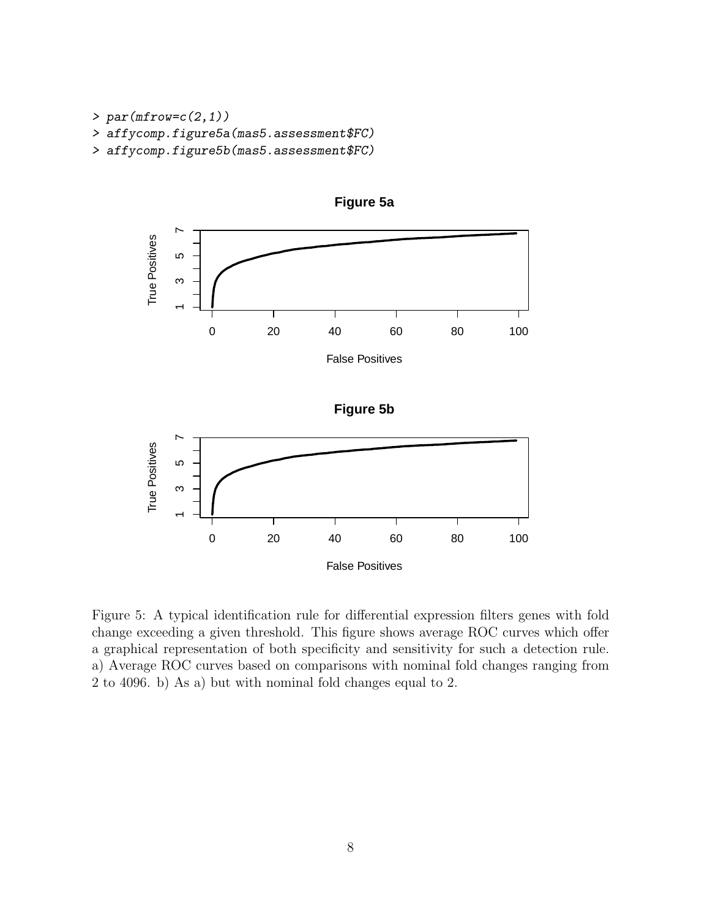```
> par(mfrow=c(2,1))
> affycomp.figure5a(mas5.assessment$FC)
> affycomp.figure5b(mas5.assessment$FC)
```

Figure 5: A typical identification rule for differential expression filters genes with fold change exceeding a given threshold. This figure shows average ROC curves which offer a graphical representation of both specificity and sensitivity for such a detection rule. a) Average ROC curves based on comparisons with nominal fold changes ranging from 2 to 4096. b) As a) but with nominal fold changes equal to 2.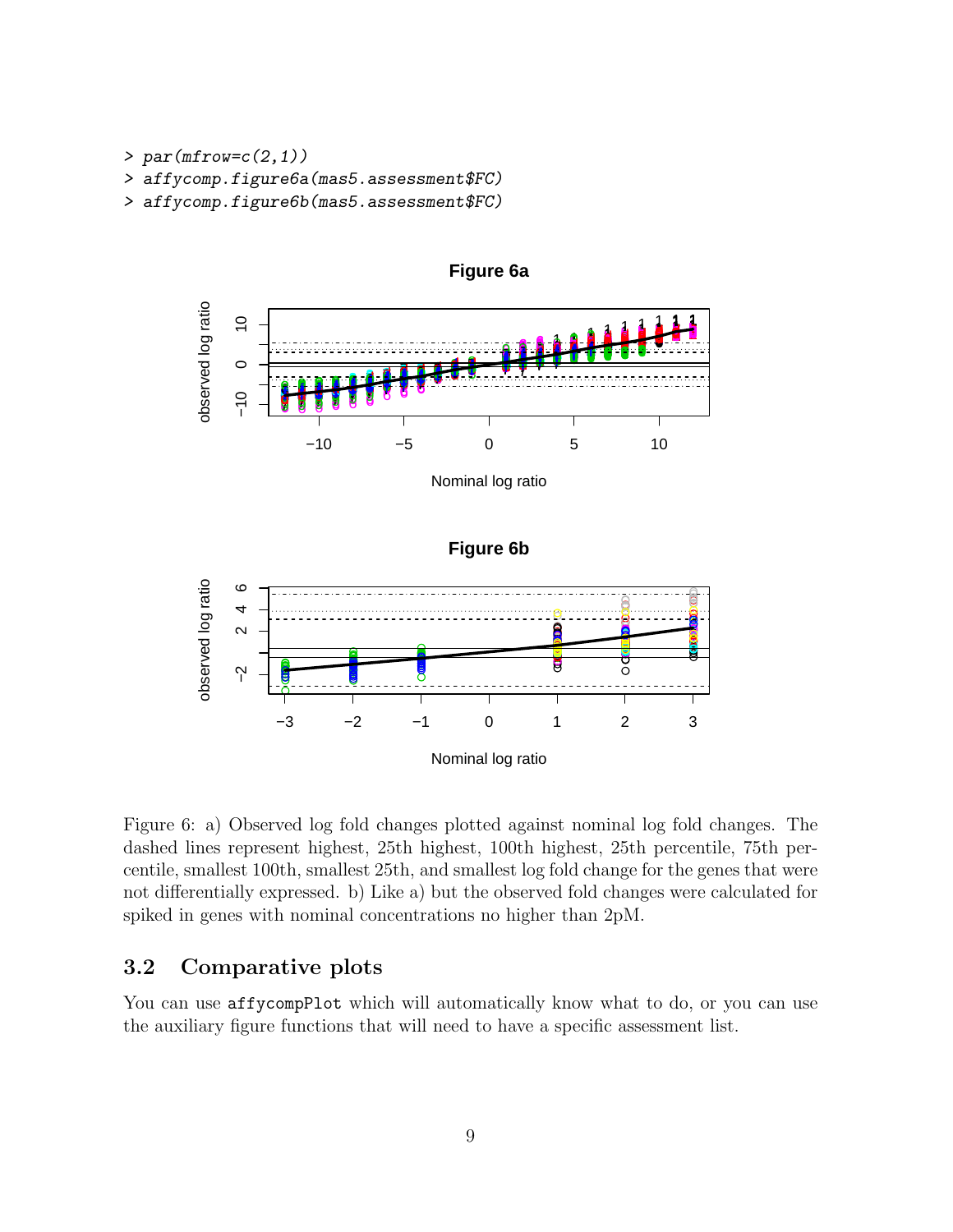```
> par(mfrow=c(2,1))
> affycomp.figure6a(mas5.assessment$FC)
> affycomp.figure6b(mas5.assessment$FC)
```

Figure 6: a) Observed log fold changes plotted against nominal log fold changes. The dashed lines represent highest, 25th highest, 100th highest, 25th percentile, 75th percentile, smallest 100th, smallest 25th, and smallest log fold change for the genes that were not differentially expressed. b) Like a) but the observed fold changes were calculated for spiked in genes with nominal concentrations no higher than 2pM.

## 3.2 Comparative plots

You can use `affycompPlot` which will automatically know what to do, or you can use the auxiliary figure functions that will need to have a specific assessment list.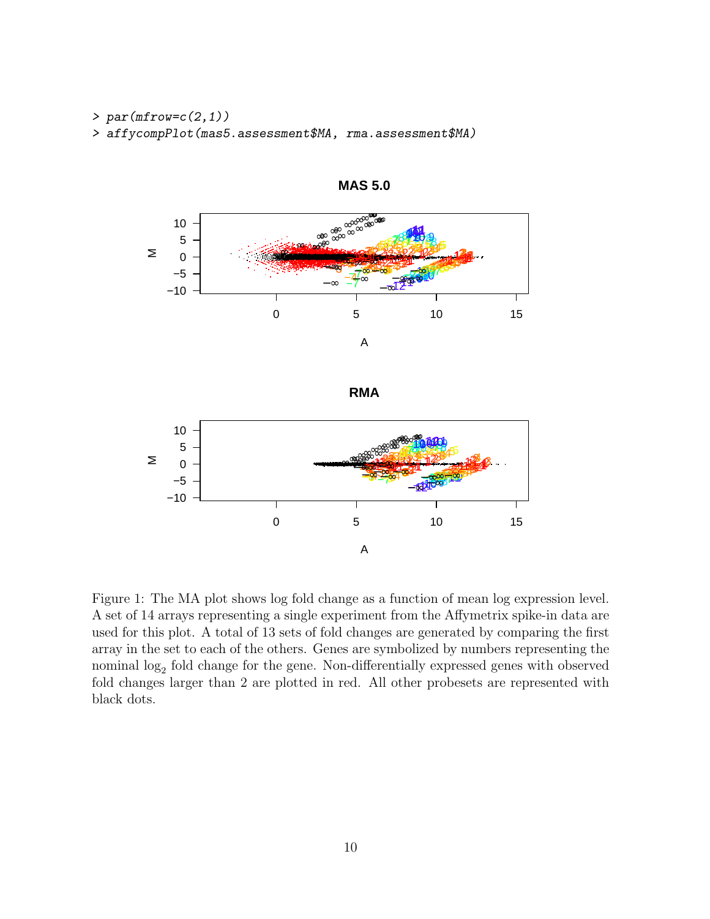```
> par(mfrow=c(2,1))
> affycompPlot(mas5.assessment$MA, rma.assessment$MA)
```

Figure 1: The MA plot shows log fold change as a function of mean log expression level. A set of 14 arrays representing a single experiment from the Affymetrix spike-in data are used for this plot. A total of 13 sets of fold changes are generated by comparing the first array in the set to each of the others. Genes are symbolized by numbers representing the nominal $\log_2$ fold change for the gene. Non-differentially expressed genes with observed fold changes larger than 2 are plotted in red. All other probesets are represented with black dots.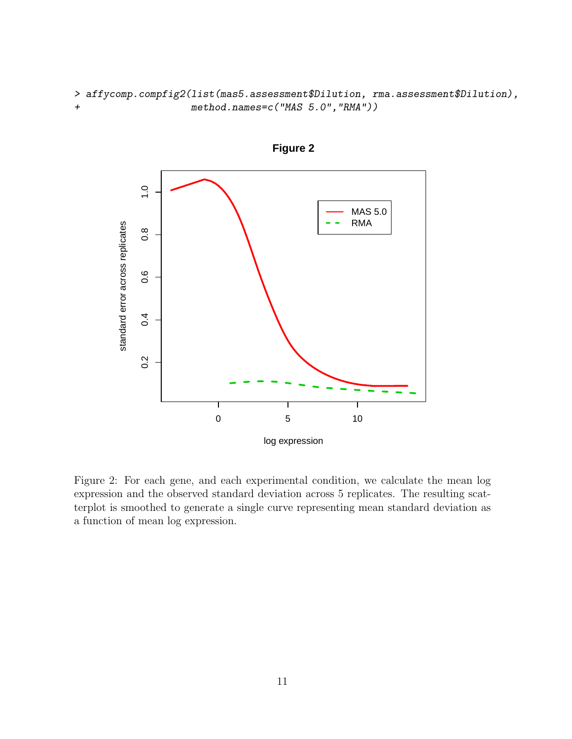```
> affycomp.compfig2(list(mas5.assessment$Dilution, rma.assessment$Dilution),
+                   method.names=c("MAS 5.0","RMA"))
```

Figure 2: For each gene, and each experimental condition, we calculate the mean log expression and the observed standard deviation across 5 replicates. The resulting scatterplot is smoothed to generate a single curve representing mean standard deviation as a function of mean log expression.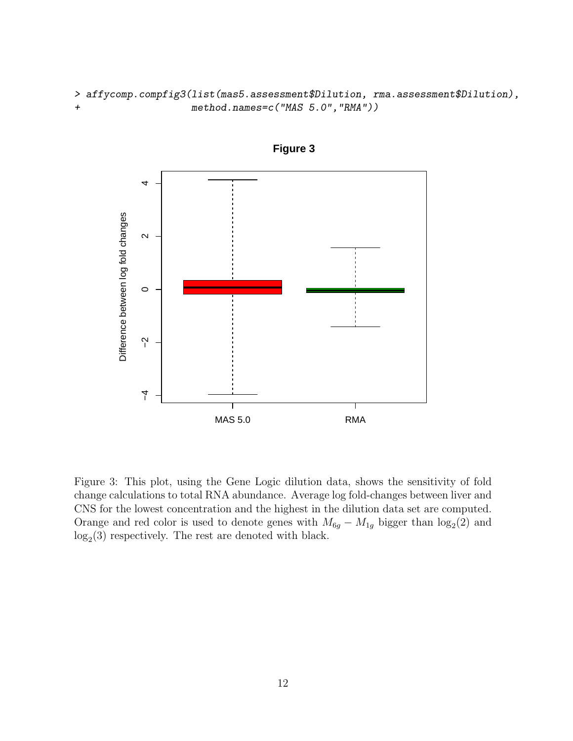```
> affycomp.compfig3(list(mas5.assessment$Dilution, rma.assessment$Dilution),
+                   method.names=c("MAS 5.0","RMA"))
```

Figure 3: This plot, using the Gene Logic dilution data, shows the sensitivity of fold change calculations to total RNA abundance. Average log fold-changes between liver and CNS for the lowest concentration and the highest in the dilution data set are computed. Orange and red color is used to denote genes with $M_{6g} - M_{1g}$ bigger than $\log_2(2)$ and $\log_2(3)$ respectively. The rest are denoted with black.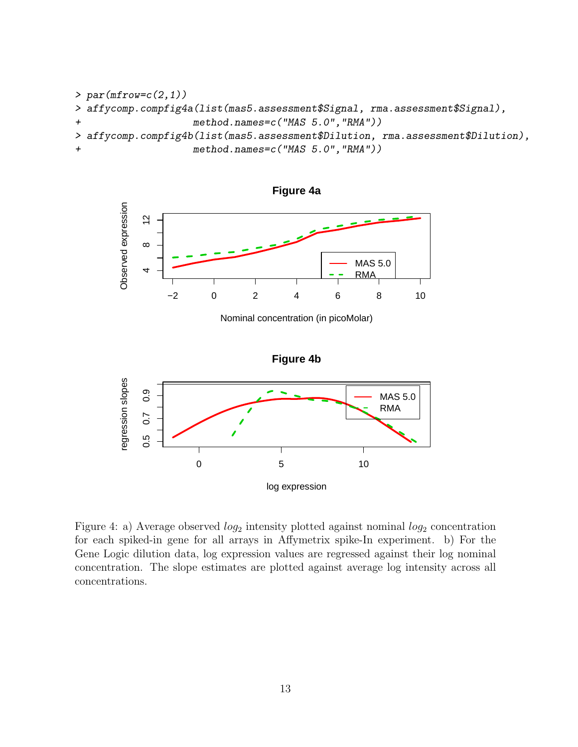```
> par(mfrow=c(2,1))
> affycomp.compfig4a(list(mas5.assessment$Signal, rma.assessment$Signal),
+                    method.names=c("MAS 5.0","RMA"))
> affycomp.compfig4b(list(mas5.assessment$Dilution, rma.assessment$Dilution),
+                    method.names=c("MAS 5.0","RMA"))
```

Figure 4: a) Average observed $log_2$ intensity plotted against nominal $log_2$ concentration for each spiked-in gene for all arrays in Affymetrix spike-In experiment. b) For the Gene Logic dilution data, log expression values are regressed against their log nominal concentration. The slope estimates are plotted against average log intensity across all concentrations.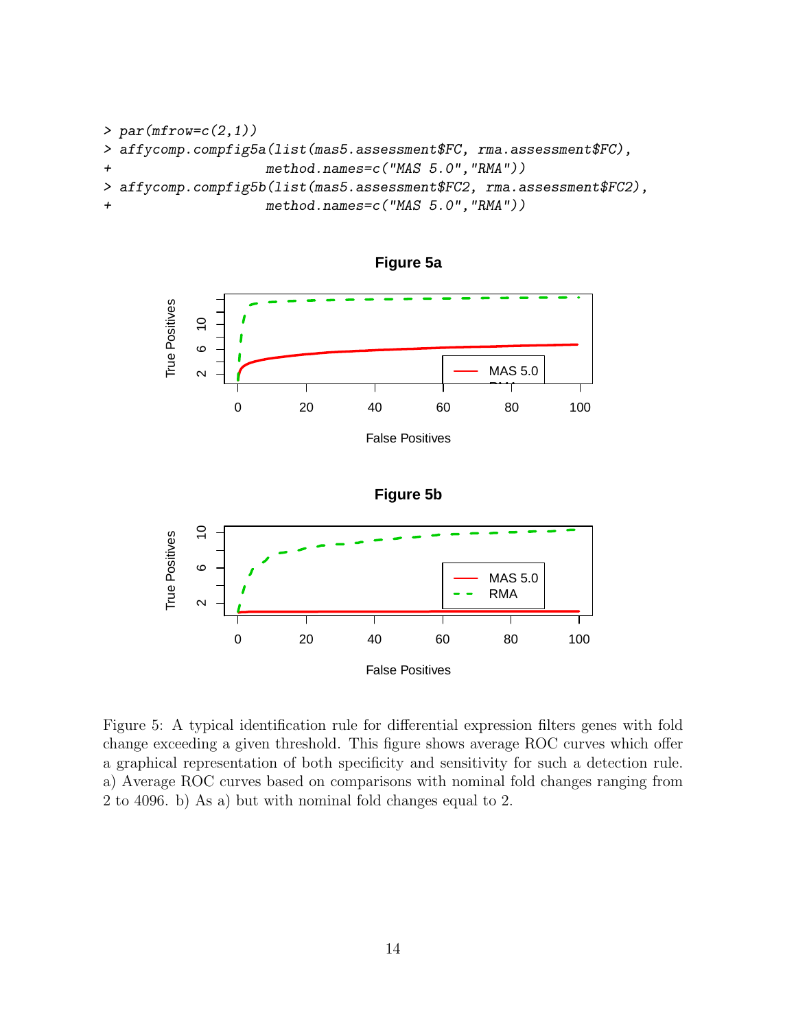```
> par(mfrow=c(2,1))
> affycomp.compfig5a(list(mas5.assessment$FC, rma.assessment$FC),
+                    method.names=c("MAS 5.0","RMA"))
> affycomp.compfig5b(list(mas5.assessment$FC2, rma.assessment$FC2),
+                    method.names=c("MAS 5.0","RMA"))
```

Figure 5: A typical identification rule for differential expression filters genes with fold change exceeding a given threshold. This figure shows average ROC curves which offer a graphical representation of both specificity and sensitivity for such a detection rule. a) Average ROC curves based on comparisons with nominal fold changes ranging from 2 to 4096. b) As a) but with nominal fold changes equal to 2.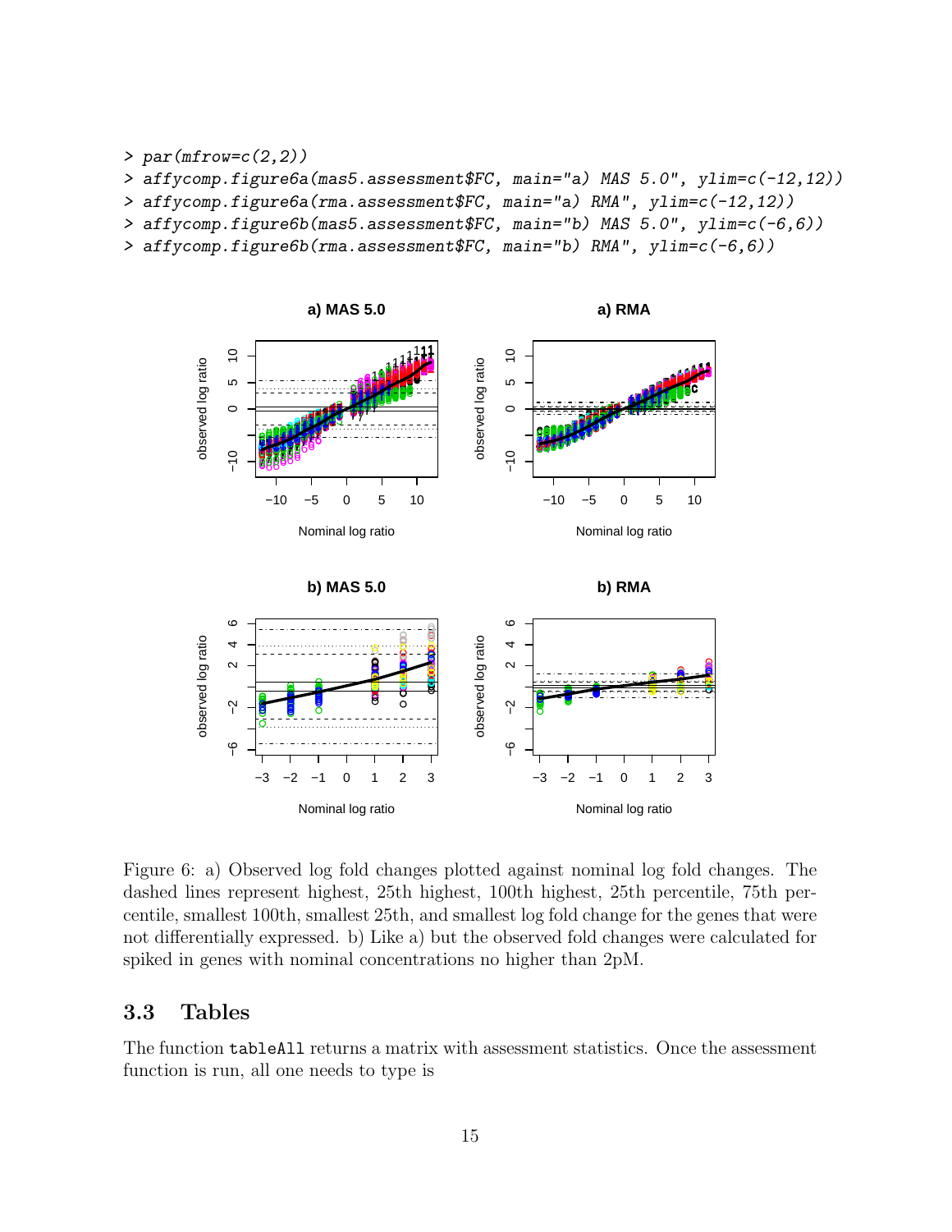```
> par(mfrow=c(2,2))
> affycomp.figure6a(mas5.assessment$FC, main="a) MAS 5.0", ylim=c(-12,12))
> affycomp.figure6a(rma.assessment$FC, main="a) RMA", ylim=c(-12,12))
> affycomp.figure6b(mas5.assessment$FC, main="b) MAS 5.0", ylim=c(-6,6))
> affycomp.figure6b(rma.assessment$FC, main="b) RMA", ylim=c(-6,6))
```

Figure 6: a) Observed log fold changes plotted against nominal log fold changes. The dashed lines represent highest, 25th highest, 100th highest, 25th percentile, 75th percentile, smallest 100th, smallest 25th, and smallest log fold change for the genes that were not differentially expressed. b) Like a) but the observed fold changes were calculated for spiked in genes with nominal concentrations no higher than 2pM.

## 3.3 Tables

The function `tableAll` returns a matrix with assessment statistics. Once the assessment function is run, all one needs to type is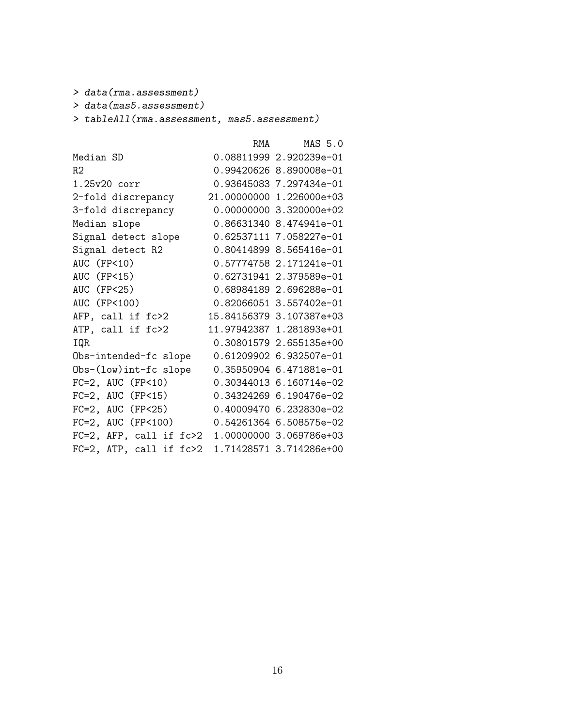```
> data(rma.assessment)
> data(mas5.assessment)
> tableAll(rma.assessment, mas5.assessment)

                              RMA      MAS 5.0
Median SD              0.08811999 2.920239e-01
R2                     0.99420626 8.890008e-01
1.25v20 corr           0.93645083 7.297434e-01
2-fold discrepancy    21.00000000 1.226000e+03
3-fold discrepancy     0.00000000 3.320000e+02
Median slope           0.86631340 8.474941e-01
Signal detect slope    0.62537111 7.058227e-01
Signal detect R2       0.80414899 8.565416e-01
AUC (FP<10)            0.57774758 2.171241e-01
AUC (FP<15)            0.62731941 2.379589e-01
AUC (FP<25)            0.68984189 2.696288e-01
AUC (FP<100)           0.82066051 3.557402e-01
AFP, call if fc>2     15.84156379 3.107387e+03
ATP, call if fc>2     11.97942387 1.281893e+01
IQR                    0.30801579 2.655135e+00
Obs-intended-fc slope  0.61209902 6.932507e-01
Obs-(low)int-fc slope  0.35950904 6.471881e-01
FC=2, AUC (FP<10)      0.30344013 6.160714e-02
FC=2, AUC (FP<15)      0.34324269 6.190476e-02
FC=2, AUC (FP<25)      0.40009470 6.232830e-02
FC=2, AUC (FP<100)     0.54261364 6.508575e-02
FC=2, AFP, call if fc>2  1.00000000 3.069786e+03
FC=2, ATP, call if fc>2  1.71428571 3.714286e+00
```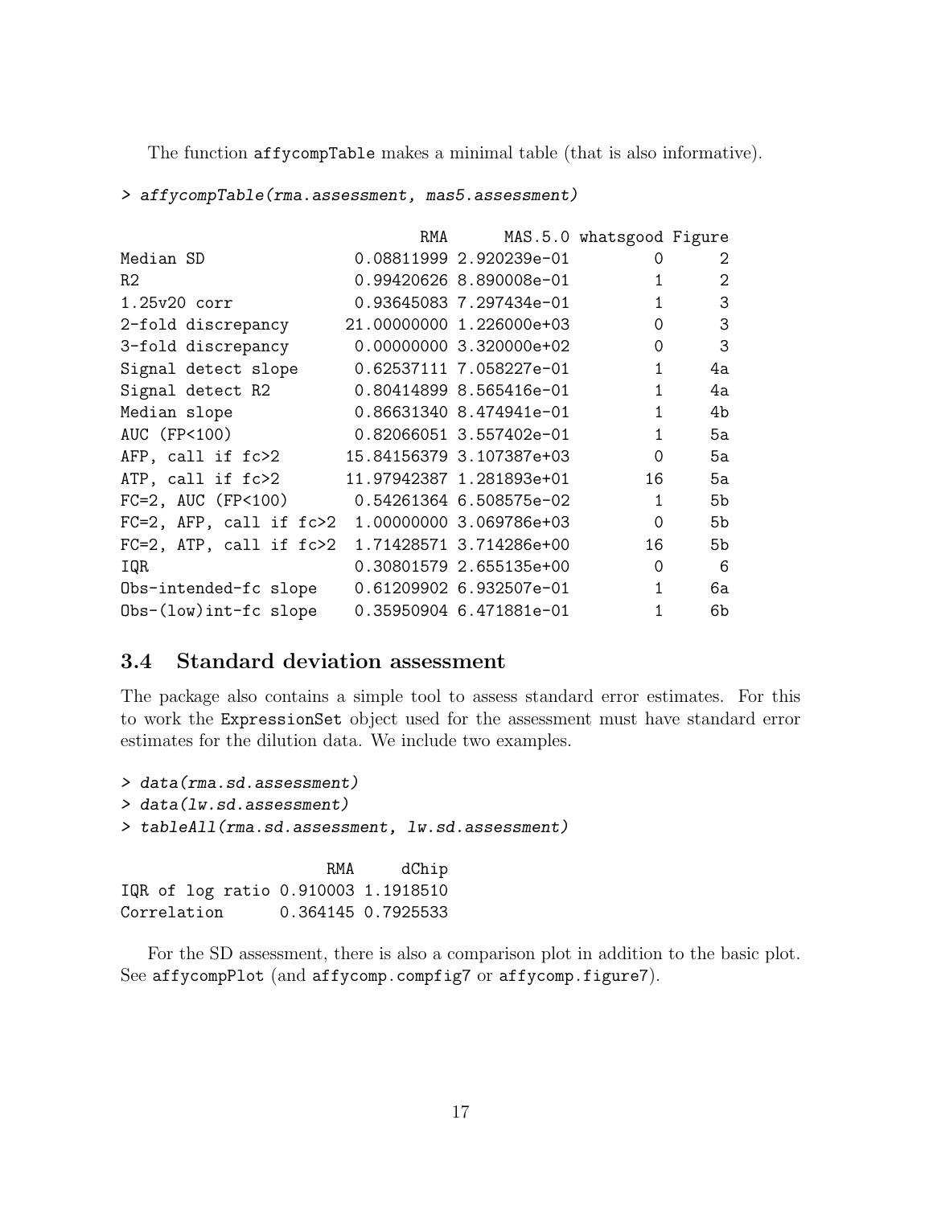The function `affycompTable` makes a minimal table (that is also informative).

```
> affycompTable(rma.assessment, mas5.assessment)

                                RMA      MAS.5.0 whatsgood Figure
Median SD                0.08811999 2.920239e-01         0      2
R2                       0.99420626 8.890008e-01         1      2
1.25v20 corr             0.93645083 7.297434e-01         1      3
2-fold discrepancy      21.00000000 1.226000e+03         0      3
3-fold discrepancy       0.00000000 3.320000e+02         0      3
Signal detect slope      0.62537111 7.058227e-01         1     4a
Signal detect R2         0.80414899 8.565416e-01         1     4a
Median slope             0.86631340 8.474941e-01         1     4b
AUC (FP<100)             0.82066051 3.557402e-01         1     5a
AFP, call if fc>2       15.84156379 3.107387e+03         0     5a
ATP, call if fc>2       11.97942387 1.281893e+01        16     5a
FC=2, AUC (FP<100)       0.54261364 6.508575e-02         1     5b
FC=2, AFP, call if fc>2  1.00000000 3.069786e+03         0     5b
FC=2, ATP, call if fc>2  1.71428571 3.714286e+00        16     5b
IQR                      0.30801579 2.655135e+00         0      6
Obs-intended-fc slope    0.61209902 6.932507e-01         1     6a
Obs-(low)int-fc slope    0.35950904 6.471881e-01         1     6b
```

## 3.4 Standard deviation assessment

The package also contains a simple tool to assess standard error estimates. For this to work the `ExpressionSet` object used for the assessment must have standard error estimates for the dilution data. We include two examples.

```
> data(rma.sd.assessment)
> data(lw.sd.assessment)
> tableAll(rma.sd.assessment, lw.sd.assessment)

                       RMA     dChip
IQR of log ratio 0.910003 1.1918510
Correlation      0.364145 0.7925533
```

For the SD assessment, there is also a comparison plot in addition to the basic plot. See `affycompPlot` (and `affycomp.compfig7` or `affycomp.figure7`).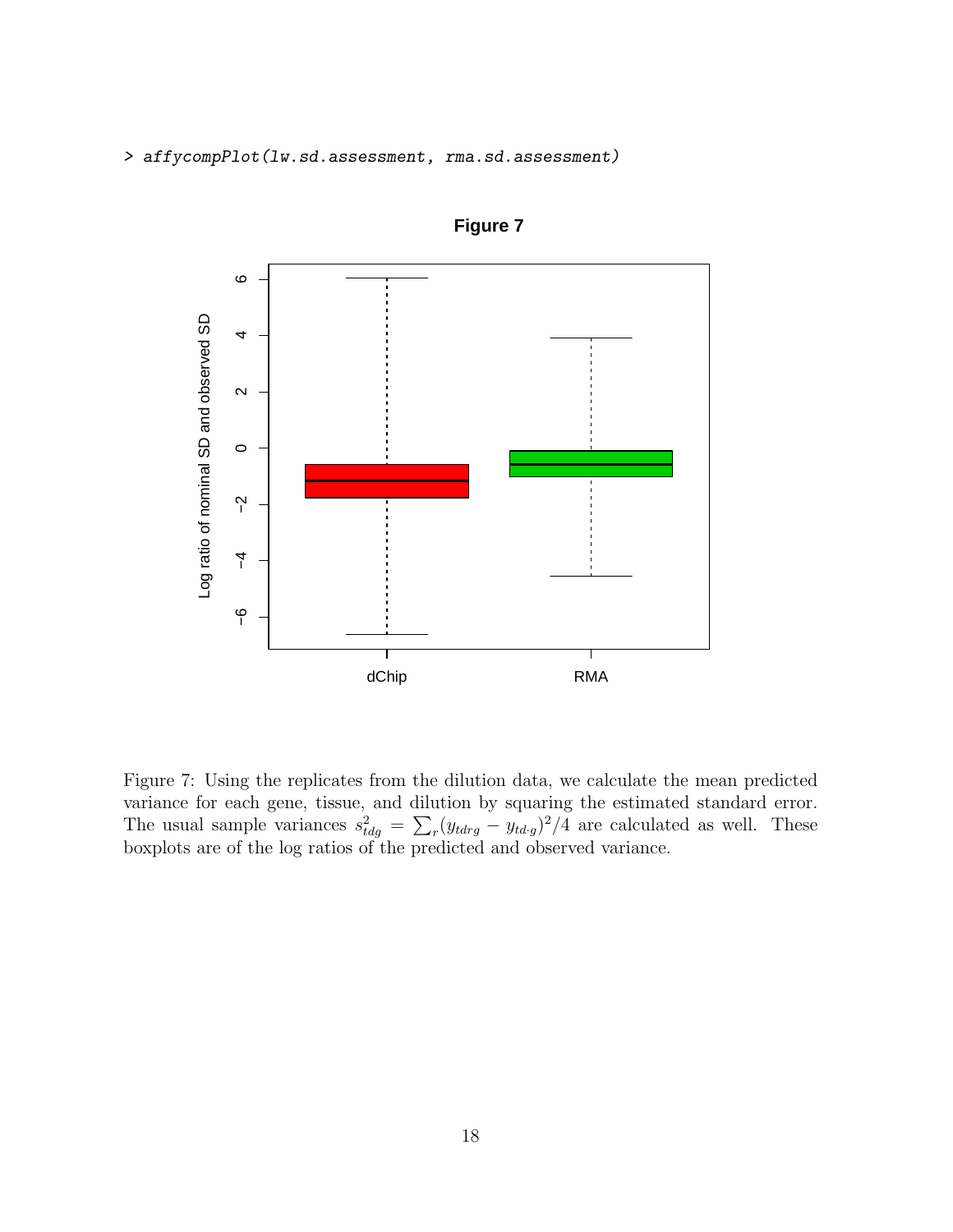```
> affycompPlot(lw.sd.assessment, rma.sd.assessment)
```

Figure 7: Using the replicates from the dilution data, we calculate the mean predicted variance for each gene, tissue, and dilution by squaring the estimated standard error. The usual sample variances $s^2_{tdg} = \sum_r (y_{tdrg} - y_{td\cdot g})^2/4$ are calculated as well. These boxplots are of the log ratios of the predicted and observed variance.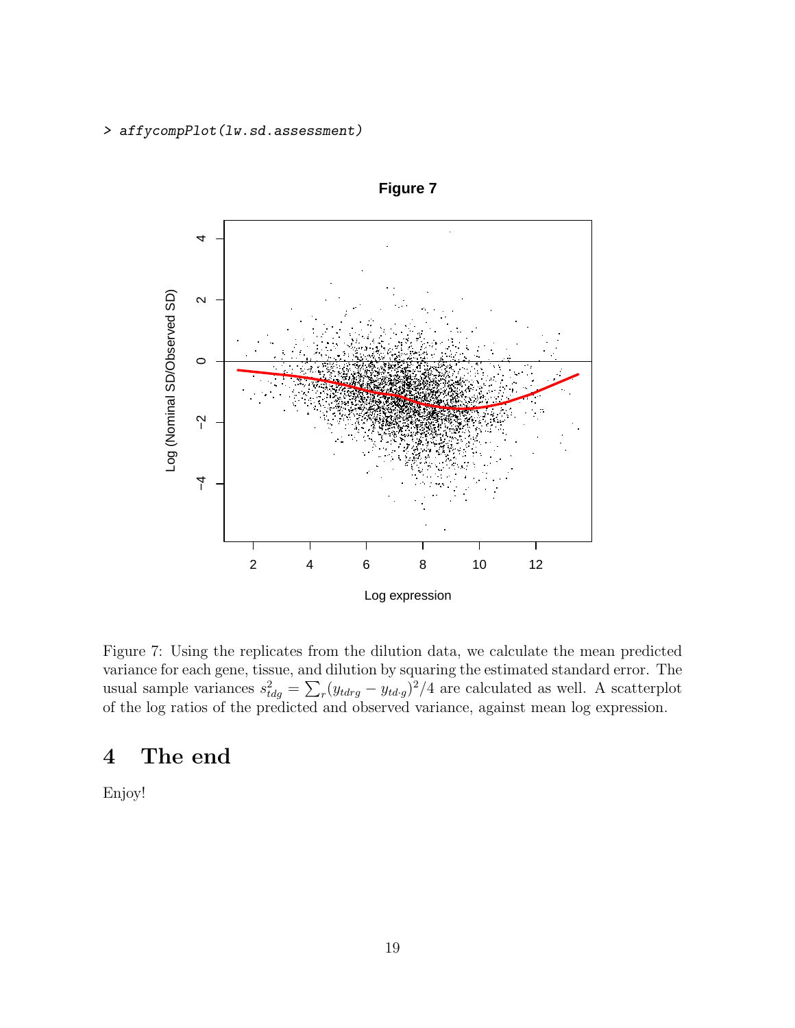```
> affycompPlot(lw.sd.assessment)
```

Figure 7

Log (Nominal SD/Observed SD)

4
2
0
−2
−4

2
4
6
8
10
12

Log expression

Figure 7: Using the replicates from the dilution data, we calculate the mean predicted variance for each gene, tissue, and dilution by squaring the estimated standard error. The usual sample variances $s^2_{tdg} = \sum_r (y_{tdrg} - y_{td\cdot g})^2/4$ are calculated as well. A scatterplot of the log ratios of the predicted and observed variance, against mean log expression.

# 4 The end

Enjoy!